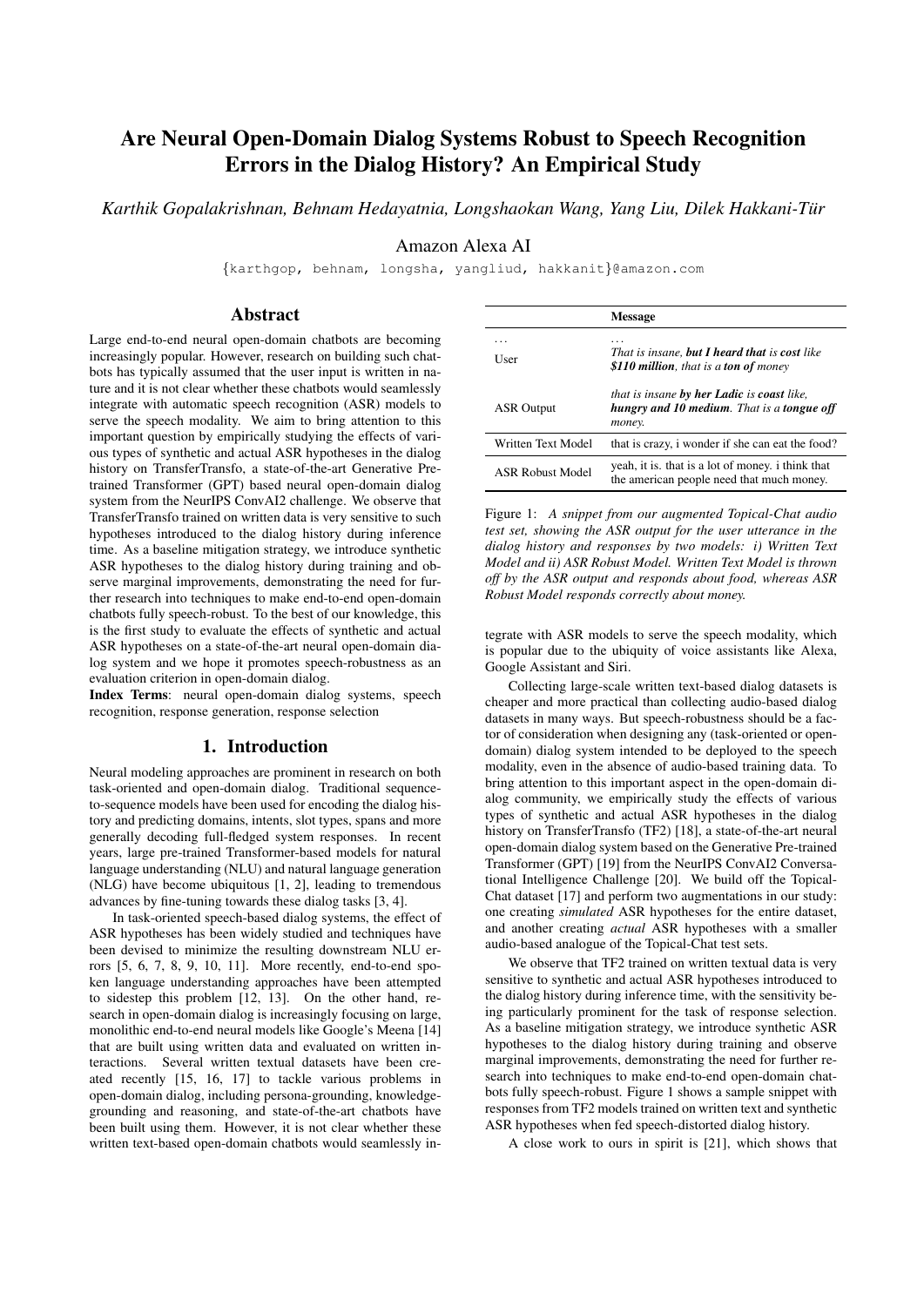# Are Neural Open-Domain Dialog Systems Robust to Speech Recognition Errors in the Dialog History? An Empirical Study

*Karthik Gopalakrishnan, Behnam Hedayatnia, Longshaokan Wang, Yang Liu, Dilek Hakkani-Tür*

Amazon Alexa AI

{karthgop, behnam, longsha, yangliud, hakkanit}@amazon.com

## Abstract

Large end-to-end neural open-domain chatbots are becoming increasingly popular. However, research on building such chatbots has typically assumed that the user input is written in nature and it is not clear whether these chatbots would seamlessly integrate with automatic speech recognition (ASR) models to serve the speech modality. We aim to bring attention to this important question by empirically studying the effects of various types of synthetic and actual ASR hypotheses in the dialog history on TransferTransfo, a state-of-the-art Generative Pretrained Transformer (GPT) based neural open-domain dialog system from the NeurIPS ConvAI2 challenge. We observe that TransferTransfo trained on written data is very sensitive to such hypotheses introduced to the dialog history during inference time. As a baseline mitigation strategy, we introduce synthetic ASR hypotheses to the dialog history during training and observe marginal improvements, demonstrating the need for further research into techniques to make end-to-end open-domain chatbots fully speech-robust. To the best of our knowledge, this is the first study to evaluate the effects of synthetic and actual ASR hypotheses on a state-of-the-art neural open-domain dialog system and we hope it promotes speech-robustness as an evaluation criterion in open-domain dialog.

**Index Terms**: neural open-domain dialog systems, speech recognition, response generation, response selection

## 1. Introduction

Neural modeling approaches are prominent in research on both task-oriented and open-domain dialog. Traditional sequence-to-sequence models have been used for encoding the dialog history and predicting domains, intents, slot types, spans and more generally decoding full-fledged system responses. In recent years, large pre-trained Transformer-based models for natural language understanding (NLU) and natural language generation (NLG) have become ubiquitous [1, 2], leading to tremendous advances by fine-tuning towards these dialog tasks [3, 4].

In task-oriented speech-based dialog systems, the effect of ASR hypotheses has been widely studied and techniques have been devised to minimize the resulting downstream NLU errors [5, 6, 7, 8, 9, 10, 11]. More recently, end-to-end spoken language understanding approaches have been attempted to sidestep this problem [12, 13]. On the other hand, research in open-domain dialog is increasingly focusing on large, monolithic end-to-end neural models like Google's Meena [14] that are built using written data and evaluated on written interactions. Several written textual datasets have been created recently [15, 16, 17] to tackle various problems in open-domain dialog, including persona-grounding, knowledge-grounding and reasoning, and state-of-the-art chatbots have been built using them. However, it is not clear whether these written text-based open-domain chatbots would seamlessly integrate with ASR models to serve the speech modality, which is popular due to the ubiquity of voice assistants like Alexa, Google Assistant and Siri.

| | Message |
|---|---|
| ... | ... |
| User | *That is insane,* ***but I heard that*** *is* ***cost*** *like* ***$110 million****, that is a* ***ton of*** *money* |
| ASR Output | *that is insane* ***by her Ladic*** *is* ***coast*** *like,* ***hungry and 10 medium****. That is a* ***tongue off*** *money.* |
| Written Text Model | that is crazy, i wonder if she can eat the food? |
| ASR Robust Model | yeah, it is. that is a lot of money. i think that the american people need that much money. |

Figure 1: *A snippet from our augmented Topical-Chat audio test set, showing the ASR output for the user utterance in the dialog history and responses by two models: i) Written Text Model and ii) ASR Robust Model. Written Text Model is thrown off by the ASR output and responds about food, whereas ASR Robust Model responds correctly about money.*

Collecting large-scale written text-based dialog datasets is cheaper and more practical than collecting audio-based dialog datasets in many ways. But speech-robustness should be a factor of consideration when designing any (task-oriented or open-domain) dialog system intended to be deployed to the speech modality, even in the absence of audio-based training data. To bring attention to this important aspect in the open-domain dialog community, we empirically study the effects of various types of synthetic and actual ASR hypotheses in the dialog history on TransferTransfo (TF2) [18], a state-of-the-art neural open-domain dialog system based on the Generative Pre-trained Transformer (GPT) [19] from the NeurIPS ConvAI2 Conversational Intelligence Challenge [20]. We build off the Topical-Chat dataset [17] and perform two augmentations in our study: one creating *simulated* ASR hypotheses for the entire dataset, and another creating *actual* ASR hypotheses with a smaller audio-based analogue of the Topical-Chat test sets.

We observe that TF2 trained on written textual data is very sensitive to synthetic and actual ASR hypotheses introduced to the dialog history during inference time, with the sensitivity being particularly prominent for the task of response selection. As a baseline mitigation strategy, we introduce synthetic ASR hypotheses to the dialog history during training and observe marginal improvements, demonstrating the need for further research into techniques to make end-to-end open-domain chatbots fully speech-robust. Figure 1 shows a sample snippet with responses from TF2 models trained on written text and synthetic ASR hypotheses when fed speech-distorted dialog history.

A close work to ours in spirit is [21], which shows that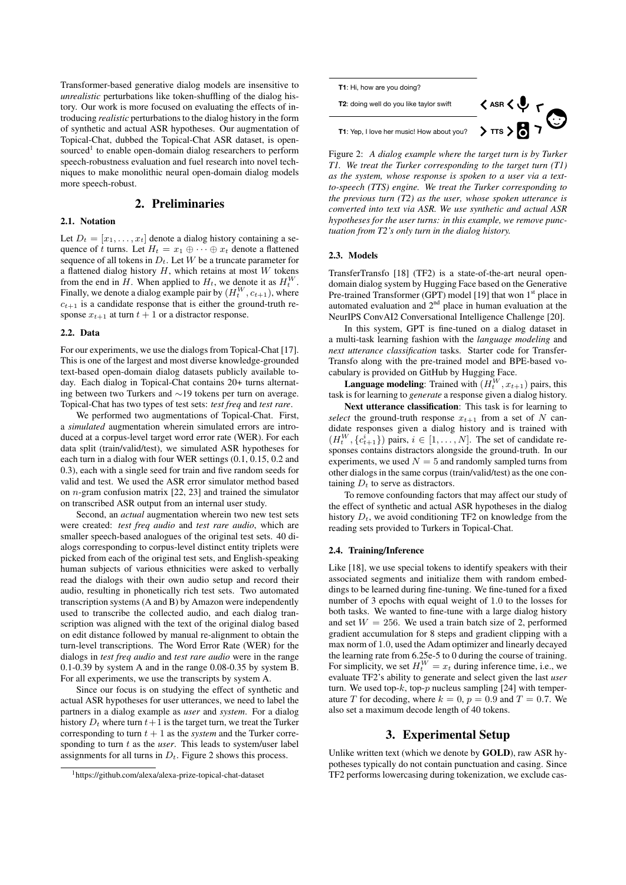Transformer-based generative dialog models are insensitive to *unrealistic* perturbations like token-shuffling of the dialog history. Our work is more focused on evaluating the effects of introducing *realistic* perturbations to the dialog history in the form of synthetic and actual ASR hypotheses. Our augmentation of Topical-Chat, dubbed the Topical-Chat ASR dataset, is open-sourced[1] to enable open-domain dialog researchers to perform speech-robustness evaluation and fuel research into novel techniques to make monolithic neural open-domain dialog models more speech-robust.

## 2. Preliminaries

### 2.1. Notation

Let $D_t = [x_1, \ldots, x_t]$ denote a dialog history containing a sequence of $t$ turns. Let $H_t = x_1 \oplus \cdots \oplus x_t$ denote a flattened sequence of all tokens in $D_t$. Let $W$ be a truncate parameter for a flattened dialog history $H$, which retains at most $W$ tokens from the end in $H$. When applied to $H_t$, we denote it as $H_t^W$. Finally, we denote a dialog example pair by $(H_t^W, c_{t+1})$, where $c_{t+1}$ is a candidate response that is either the ground-truth response $x_{t+1}$ at turn $t+1$ or a distractor response.

### 2.2. Data

For our experiments, we use the dialogs from Topical-Chat [17]. This is one of the largest and most diverse knowledge-grounded text-based open-domain dialog datasets publicly available today. Each dialog in Topical-Chat contains 20+ turns alternating between two Turkers and ∼19 tokens per turn on average. Topical-Chat has two types of test sets: *test freq* and *test rare*.

We performed two augmentations of Topical-Chat. First, a *simulated* augmentation wherein simulated errors are introduced at a corpus-level target word error rate (WER). For each data split (train/valid/test), we simulated ASR hypotheses for each turn in a dialog with four WER settings (0.1, 0.15, 0.2 and 0.3), each with a single seed for train and five random seeds for valid and test. We used the ASR error simulator method based on $n$-gram confusion matrix [22, 23] and trained the simulator on transcribed ASR output from an internal user study.

Second, an *actual* augmentation wherein two new test sets were created: *test freq audio* and *test rare audio*, which are smaller speech-based analogues of the original test sets. 40 dialogs corresponding to corpus-level distinct entity triplets were picked from each of the original test sets, and English-speaking human subjects of various ethnicities were asked to verbally read the dialogs with their own audio setup and record their audio, resulting in phonetically rich test sets. Two automated transcription systems (A and B) by Amazon were independently used to transcribe the collected audio, and each dialog transcription was aligned with the text of the original dialog based on edit distance followed by manual re-alignment to obtain the turn-level transcriptions. The Word Error Rate (WER) for the dialogs in *test freq audio* and *test rare audio* were in the range 0.1-0.39 by system A and in the range 0.08-0.35 by system B. For all experiments, we use the transcripts by system A.

Since our focus is on studying the effect of synthetic and actual ASR hypotheses for user utterances, we need to label the partners in a dialog example as *user* and *system*. For a dialog history $D_t$ where turn $t+1$ is the target turn, we treat the Turker corresponding to turn $t+1$ as the *system* and the Turker corresponding to turn $t$ as the *user*. This leads to system/user label assignments for all turns in $D_t$. Figure 2 shows this process.

[1] https://github.com/alexa/alexa-prize-topical-chat-dataset

**T1**: Hi, how are you doing?

**T2**: doing well do you like taylor swift

**T1**: Yep, I love her music! How about you?

Figure 2: *A dialog example where the target turn is by Turker T1. We treat the Turker corresponding to the target turn (T1) as the system, whose response is spoken to a user via a text-to-speech (TTS) engine. We treat the Turker corresponding to the previous turn (T2) as the user, whose spoken utterance is converted into text via ASR. We use synthetic and actual ASR hypotheses for the user turns: in this example, we remove punctuation from T2's only turn in the dialog history.*

### 2.3. Models

TransferTransfo [18] (TF2) is a state-of-the-art neural open-domain dialog system by Hugging Face based on the Generative Pre-trained Transformer (GPT) model [19] that won 1st place in automated evaluation and 2nd place in human evaluation at the NeurIPS ConvAI2 Conversational Intelligence Challenge [20].

In this system, GPT is fine-tuned on a dialog dataset in a multi-task learning fashion with the *language modeling* and *next utterance classification* tasks. Starter code for TransferTransfo along with the pre-trained model and BPE-based vocabulary is provided on GitHub by Hugging Face.

**Language modeling**: Trained with $(H_t^W, x_{t+1})$ pairs, this task is for learning to *generate* a response given a dialog history.

**Next utterance classification**: This task is for learning to *select* the ground-truth response $x_{t+1}$ from a set of $N$ candidate responses given a dialog history and is trained with $(H_t^W, \{c_{t+1}^i\})$ pairs, $i \in [1, \ldots, N]$. The set of candidate responses contains distractors alongside the ground-truth. In our experiments, we used $N = 5$ and randomly sampled turns from other dialogs in the same corpus (train/valid/test) as the one containing $D_t$ to serve as distractors.

To remove confounding factors that may affect our study of the effect of synthetic and actual ASR hypotheses in the dialog history $D_t$, we avoid conditioning TF2 on knowledge from the reading sets provided to Turkers in Topical-Chat.

### 2.4. Training/Inference

Like [18], we use special tokens to identify speakers with their associated segments and initialize them with random embeddings to be learned during fine-tuning. We fine-tuned for a fixed number of 3 epochs with equal weight of 1.0 to the losses for both tasks. We wanted to fine-tune with a large dialog history and set $W = 256$. We used a train batch size of 2, performed gradient accumulation for 8 steps and gradient clipping with a max norm of 1.0, used the Adam optimizer and linearly decayed the learning rate from 6.25e-5 to 0 during the course of training. For simplicity, we set $H_t^W = x_t$ during inference time, i.e., we evaluate TF2's ability to generate and select given the last *user* turn. We used top-$k$, top-$p$ nucleus sampling [24] with temperature $T$ for decoding, where $k = 0$, $p = 0.9$ and $T = 0.7$. We also set a maximum decode length of 40 tokens.

## 3. Experimental Setup

Unlike written text (which we denote by **GOLD**), raw ASR hypotheses typically do not contain punctuation and casing. Since TF2 performs lowercasing during tokenization, we exclude cas-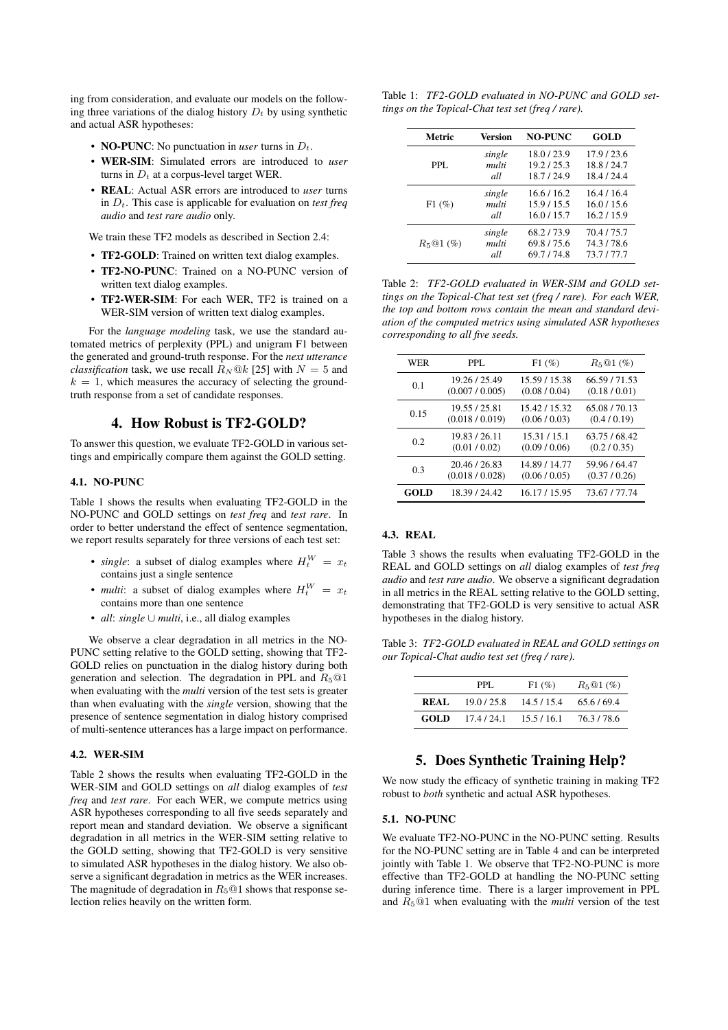ing from consideration, and evaluate our models on the following three variations of the dialog history $D_t$ by using synthetic and actual ASR hypotheses:

- **NO-PUNC**: No punctuation in *user* turns in $D_t$.
- **WER-SIM**: Simulated errors are introduced to *user* turns in $D_t$ at a corpus-level target WER.
- **REAL**: Actual ASR errors are introduced to *user* turns in $D_t$. This case is applicable for evaluation on *test freq audio* and *test rare audio* only.

We train these TF2 models as described in Section 2.4:

- **TF2-GOLD**: Trained on written text dialog examples.
- **TF2-NO-PUNC**: Trained on a NO-PUNC version of written text dialog examples.
- **TF2-WER-SIM**: For each WER, TF2 is trained on a WER-SIM version of written text dialog examples.

For the *language modeling* task, we use the standard automated metrics of perplexity (PPL) and unigram F1 between the generated and ground-truth response. For the *next utterance classification* task, we use recall $R_N@k$ [25] with $N = 5$ and $k = 1$, which measures the accuracy of selecting the ground-truth response from a set of candidate responses.

## 4. How Robust is TF2-GOLD?

To answer this question, we evaluate TF2-GOLD in various settings and empirically compare them against the GOLD setting.

### 4.1. NO-PUNC

Table 1 shows the results when evaluating TF2-GOLD in the NO-PUNC and GOLD settings on *test freq* and *test rare*. In order to better understand the effect of sentence segmentation, we report results separately for three versions of each test set:

- *single*: a subset of dialog examples where $H_t^W = x_t$ contains just a single sentence
- *multi*: a subset of dialog examples where $H_t^W = x_t$ contains more than one sentence
- *all*: *single* $\cup$ *multi*, i.e., all dialog examples

We observe a clear degradation in all metrics in the NO-PUNC setting relative to the GOLD setting, showing that TF2-GOLD relies on punctuation in the dialog history during both generation and selection. The degradation in PPL and $R_5@1$ when evaluating with the *multi* version of the test sets is greater than when evaluating with the *single* version, showing that the presence of sentence segmentation in dialog history comprised of multi-sentence utterances has a large impact on performance.

### 4.2. WER-SIM

Table 2 shows the results when evaluating TF2-GOLD in the WER-SIM and GOLD settings on *all* dialog examples of *test freq* and *test rare*. For each WER, we compute metrics using ASR hypotheses corresponding to all five seeds separately and report mean and standard deviation. We observe a significant degradation in all metrics in the WER-SIM setting relative to the GOLD setting, showing that TF2-GOLD is very sensitive to simulated ASR hypotheses in the dialog history. We also observe a significant degradation in metrics as the WER increases. The magnitude of degradation in $R_5@1$ shows that response selection relies heavily on the written form.

Table 1: *TF2-GOLD evaluated in NO-PUNC and GOLD settings on the Topical-Chat test set (freq / rare).*

| Metric | Version | NO-PUNC | GOLD |
|---|---|---|---|
| PPL | *single* | 18.0 / 23.9 | 17.9 / 23.6 |
| | *multi* | 19.2 / 25.3 | 18.8 / 24.7 |
| | *all* | 18.7 / 24.9 | 18.4 / 24.4 |
| F1 (%) | *single* | 16.6 / 16.2 | 16.4 / 16.4 |
| | *multi* | 15.9 / 15.5 | 16.0 / 15.6 |
| | *all* | 16.0 / 15.7 | 16.2 / 15.9 |
| $R_5@1$ (%) | *single* | 68.2 / 73.9 | 70.4 / 75.7 |
| | *multi* | 69.8 / 75.6 | 74.3 / 78.6 |
| | *all* | 69.7 / 74.8 | 73.7 / 77.7 |

Table 2: *TF2-GOLD evaluated in WER-SIM and GOLD settings on the Topical-Chat test set (freq / rare). For each WER, the top and bottom rows contain the mean and standard deviation of the computed metrics using simulated ASR hypotheses corresponding to all five seeds.*

| WER | PPL | F1 (%) | $R_5@1$ (%) |
|---|---|---|---|
| 0.1 | 19.26 / 25.49 | 15.59 / 15.38 | 66.59 / 71.53 |
| | (0.007 / 0.005) | (0.08 / 0.04) | (0.18 / 0.01) |
| 0.15 | 19.55 / 25.81 | 15.42 / 15.32 | 65.08 / 70.13 |
| | (0.018 / 0.019) | (0.06 / 0.03) | (0.4 / 0.19) |
| 0.2 | 19.83 / 26.11 | 15.31 / 15.1 | 63.75 / 68.42 |
| | (0.01 / 0.02) | (0.09 / 0.06) | (0.2 / 0.35) |
| 0.3 | 20.46 / 26.83 | 14.89 / 14.77 | 59.96 / 64.47 |
| | (0.018 / 0.028) | (0.06 / 0.05) | (0.37 / 0.26) |
| **GOLD** | 18.39 / 24.42 | 16.17 / 15.95 | 73.67 / 77.74 |

### 4.3. REAL

Table 3 shows the results when evaluating TF2-GOLD in the REAL and GOLD settings on *all* dialog examples of *test freq audio* and *test rare audio*. We observe a significant degradation in all metrics in the REAL setting relative to the GOLD setting, demonstrating that TF2-GOLD is very sensitive to actual ASR hypotheses in the dialog history.

Table 3: *TF2-GOLD evaluated in REAL and GOLD settings on our Topical-Chat audio test set (freq / rare).*

| | PPL | F1 (%) | $R_5@1$ (%) |
|---|---|---|---|
| **REAL** | 19.0 / 25.8 | 14.5 / 15.4 | 65.6 / 69.4 |
| **GOLD** | 17.4 / 24.1 | 15.5 / 16.1 | 76.3 / 78.6 |

## 5. Does Synthetic Training Help?

We now study the efficacy of synthetic training in making TF2 robust to *both* synthetic and actual ASR hypotheses.

### 5.1. NO-PUNC

We evaluate TF2-NO-PUNC in the NO-PUNC setting. Results for the NO-PUNC setting are in Table 4 and can be interpreted jointly with Table 1. We observe that TF2-NO-PUNC is more effective than TF2-GOLD at handling the NO-PUNC setting during inference time. There is a larger improvement in PPL and $R_5@1$ when evaluating with the *multi* version of the test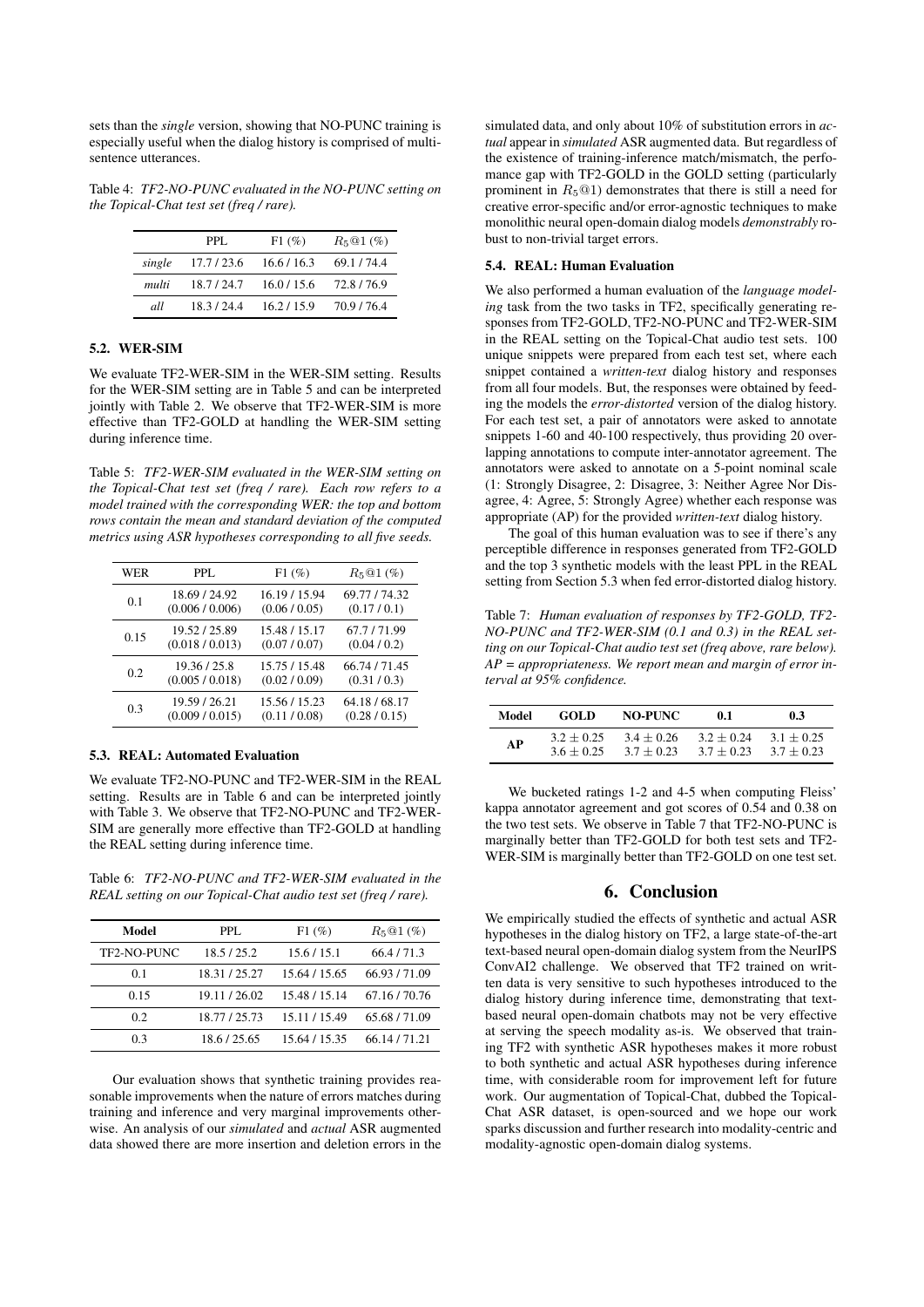sets than the *single* version, showing that NO-PUNC training is especially useful when the dialog history is comprised of multi-sentence utterances.

Table 4: *TF2-NO-PUNC evaluated in the NO-PUNC setting on the Topical-Chat test set (freq / rare).*

| | PPL | F1 (%) | $R_5@1$ (%) |
|---|---|---|---|
| *single* | 17.7 / 23.6 | 16.6 / 16.3 | 69.1 / 74.4 |
| *multi* | 18.7 / 24.7 | 16.0 / 15.6 | 72.8 / 76.9 |
| *all* | 18.3 / 24.4 | 16.2 / 15.9 | 70.9 / 76.4 |

### 5.2. WER-SIM

We evaluate TF2-WER-SIM in the WER-SIM setting. Results for the WER-SIM setting are in Table 5 and can be interpreted jointly with Table 2. We observe that TF2-WER-SIM is more effective than TF2-GOLD at handling the WER-SIM setting during inference time.

Table 5: *TF2-WER-SIM evaluated in the WER-SIM setting on the Topical-Chat test set (freq / rare). Each row refers to a model trained with the corresponding WER: the top and bottom rows contain the mean and standard deviation of the computed metrics using ASR hypotheses corresponding to all five seeds.*

| WER | PPL | F1 (%) | $R_5@1$ (%) |
|---|---|---|---|
| 0.1 | 18.69 / 24.92<br>(0.006 / 0.006) | 16.19 / 15.94<br>(0.06 / 0.05) | 69.77 / 74.32<br>(0.17 / 0.1) |
| 0.15 | 19.52 / 25.89<br>(0.018 / 0.013) | 15.48 / 15.17<br>(0.07 / 0.07) | 67.7 / 71.99<br>(0.04 / 0.2) |
| 0.2 | 19.36 / 25.8<br>(0.005 / 0.018) | 15.75 / 15.48<br>(0.02 / 0.09) | 66.74 / 71.45<br>(0.31 / 0.3) |
| 0.3 | 19.59 / 26.21<br>(0.009 / 0.015) | 15.56 / 15.23<br>(0.11 / 0.08) | 64.18 / 68.17<br>(0.28 / 0.15) |

### 5.3. REAL: Automated Evaluation

We evaluate TF2-NO-PUNC and TF2-WER-SIM in the REAL setting. Results are in Table 6 and can be interpreted jointly with Table 3. We observe that TF2-NO-PUNC and TF2-WER-SIM are generally more effective than TF2-GOLD at handling the REAL setting during inference time.

Table 6: *TF2-NO-PUNC and TF2-WER-SIM evaluated in the REAL setting on our Topical-Chat audio test set (freq / rare).*

| Model | PPL | F1 (%) | $R_5@1$ (%) |
|---|---|---|---|
| TF2-NO-PUNC | 18.5 / 25.2 | 15.6 / 15.1 | 66.4 / 71.3 |
| 0.1 | 18.31 / 25.27 | 15.64 / 15.65 | 66.93 / 71.09 |
| 0.15 | 19.11 / 26.02 | 15.48 / 15.14 | 67.16 / 70.76 |
| 0.2 | 18.77 / 25.73 | 15.11 / 15.49 | 65.68 / 71.09 |
| 0.3 | 18.6 / 25.65 | 15.64 / 15.35 | 66.14 / 71.21 |

Our evaluation shows that synthetic training provides reasonable improvements when the nature of errors matches during training and inference and very marginal improvements otherwise. An analysis of our *simulated* and *actual* ASR augmented data showed there are more insertion and deletion errors in the simulated data, and only about 10% of substitution errors in *actual* appear in *simulated* ASR augmented data. But regardless of the existence of training-inference match/mismatch, the perfomance gap with TF2-GOLD in the GOLD setting (particularly prominent in $R_5@1$) demonstrates that there is still a need for creative error-specific and/or error-agnostic techniques to make monolithic neural open-domain dialog models *demonstrably* robust to non-trivial target errors.

### 5.4. REAL: Human Evaluation

We also performed a human evaluation of the *language modeling* task from the two tasks in TF2, specifically generating responses from TF2-GOLD, TF2-NO-PUNC and TF2-WER-SIM in the REAL setting on the Topical-Chat audio test sets. 100 unique snippets were prepared from each test set, where each snippet contained a *written-text* dialog history and responses from all four models. But, the responses were obtained by feeding the models the *error-distorted* version of the dialog history. For each test set, a pair of annotators were asked to annotate snippets 1-60 and 40-100 respectively, thus providing 20 overlapping annotations to compute inter-annotator agreement. The annotators were asked to annotate on a 5-point nominal scale (1: Strongly Disagree, 2: Disagree, 3: Neither Agree Nor Disagree, 4: Agree, 5: Strongly Agree) whether each response was appropriate (AP) for the provided *written-text* dialog history.

The goal of this human evaluation was to see if there's any perceptible difference in responses generated from TF2-GOLD and the top 3 synthetic models with the least PPL in the REAL setting from Section 5.3 when fed error-distorted dialog history.

Table 7: *Human evaluation of responses by TF2-GOLD, TF2-NO-PUNC and TF2-WER-SIM (0.1 and 0.3) in the REAL setting on our Topical-Chat audio test set (freq above, rare below). AP = appropriateness. We report mean and margin of error interval at 95% confidence.*

| Model | GOLD | NO-PUNC | 0.1 | 0.3 |
|---|---|---|---|---|
| AP | $3.2 \pm 0.25$<br>$3.6 \pm 0.25$ | $3.4 \pm 0.26$<br>$3.7 \pm 0.23$ | $3.2 \pm 0.24$<br>$3.7 \pm 0.23$ | $3.1 \pm 0.25$<br>$3.7 \pm 0.23$ |

We bucketed ratings 1-2 and 4-5 when computing Fleiss' kappa annotator agreement and got scores of 0.54 and 0.38 on the two test sets. We observe in Table 7 that TF2-NO-PUNC is marginally better than TF2-GOLD for both test sets and TF2-WER-SIM is marginally better than TF2-GOLD on one test set.

## 6. Conclusion

We empirically studied the effects of synthetic and actual ASR hypotheses in the dialog history on TF2, a large state-of-the-art text-based neural open-domain dialog system from the NeurIPS ConvAI2 challenge. We observed that TF2 trained on written data is very sensitive to such hypotheses introduced to the dialog history during inference time, demonstrating that text-based neural open-domain chatbots may not be very effective at serving the speech modality as-is. We observed that training TF2 with synthetic ASR hypotheses makes it more robust to both synthetic and actual ASR hypotheses during inference time, with considerable room for improvement left for future work. Our augmentation of Topical-Chat, dubbed the Topical-Chat ASR dataset, is open-sourced and we hope our work sparks discussion and further research into modality-centric and modality-agnostic open-domain dialog systems.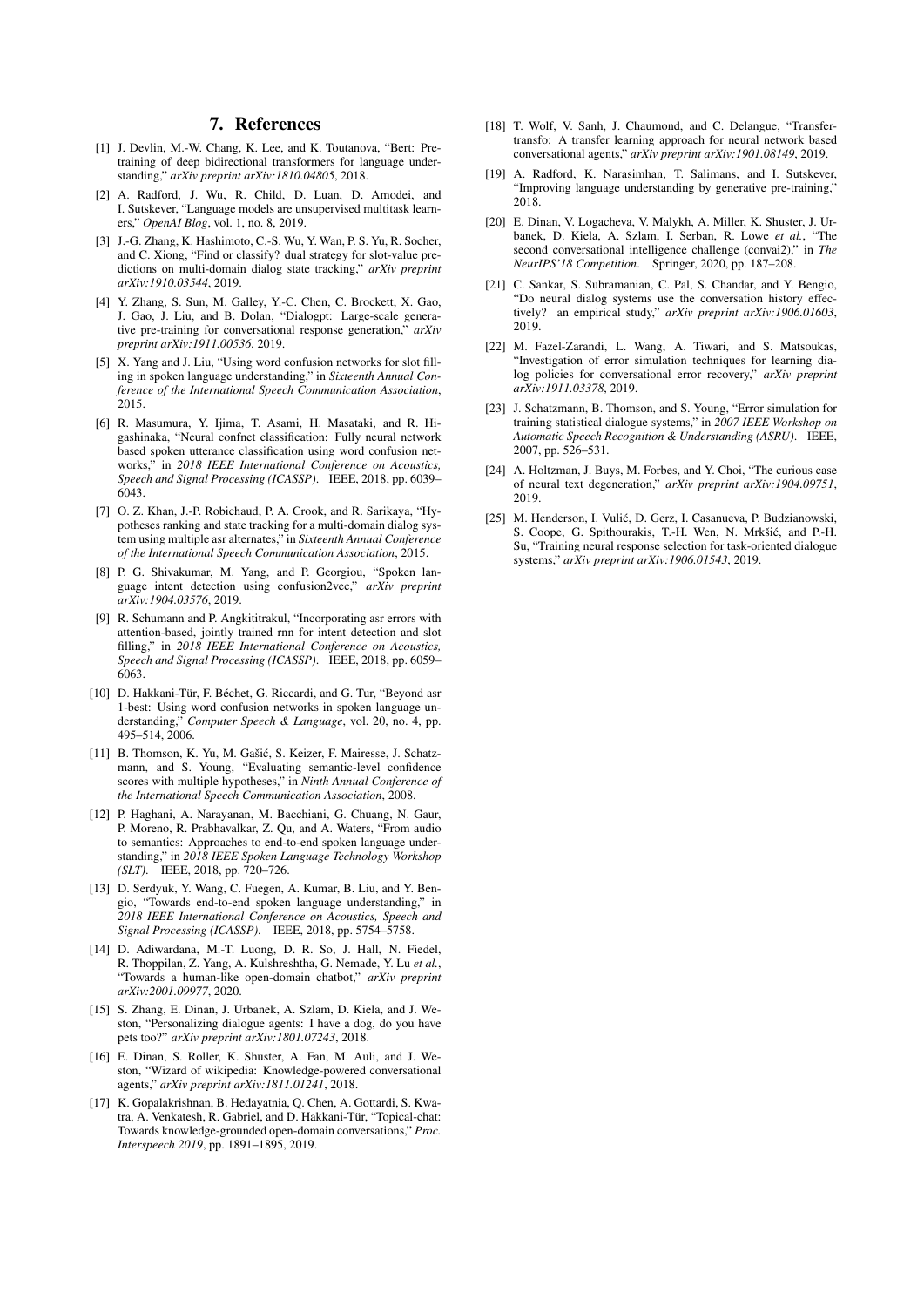## 7. References

[1] J. Devlin, M.-W. Chang, K. Lee, and K. Toutanova, "Bert: Pre-training of deep bidirectional transformers for language understanding," *arXiv preprint arXiv:1810.04805*, 2018.

[2] A. Radford, J. Wu, R. Child, D. Luan, D. Amodei, and I. Sutskever, "Language models are unsupervised multitask learners," *OpenAI Blog*, vol. 1, no. 8, 2019.

[3] J.-G. Zhang, K. Hashimoto, C.-S. Wu, Y. Wan, P. S. Yu, R. Socher, and C. Xiong, "Find or classify? dual strategy for slot-value predictions on multi-domain dialog state tracking," *arXiv preprint arXiv:1910.03544*, 2019.

[4] Y. Zhang, S. Sun, M. Galley, Y.-C. Chen, C. Brockett, X. Gao, J. Gao, J. Liu, and B. Dolan, "Dialogpt: Large-scale generative pre-training for conversational response generation," *arXiv preprint arXiv:1911.00536*, 2019.

[5] X. Yang and J. Liu, "Using word confusion networks for slot filling in spoken language understanding," in *Sixteenth Annual Conference of the International Speech Communication Association*, 2015.

[6] R. Masumura, Y. Ijima, T. Asami, H. Masataki, and R. Higashinaka, "Neural confnet classification: Fully neural network based spoken utterance classification using word confusion networks," in *2018 IEEE International Conference on Acoustics, Speech and Signal Processing (ICASSP)*. IEEE, 2018, pp. 6039–6043.

[7] O. Z. Khan, J.-P. Robichaud, P. A. Crook, and R. Sarikaya, "Hypotheses ranking and state tracking for a multi-domain dialog system using multiple asr alternates," in *Sixteenth Annual Conference of the International Speech Communication Association*, 2015.

[8] P. G. Shivakumar, M. Yang, and P. Georgiou, "Spoken language intent detection using confusion2vec," *arXiv preprint arXiv:1904.03576*, 2019.

[9] R. Schumann and P. Angkititrakul, "Incorporating asr errors with attention-based, jointly trained rnn for intent detection and slot filling," in *2018 IEEE International Conference on Acoustics, Speech and Signal Processing (ICASSP)*. IEEE, 2018, pp. 6059–6063.

[10] D. Hakkani-Tür, F. Béchet, G. Riccardi, and G. Tur, "Beyond asr 1-best: Using word confusion networks in spoken language understanding," *Computer Speech & Language*, vol. 20, no. 4, pp. 495–514, 2006.

[11] B. Thomson, K. Yu, M. Gašić, S. Keizer, F. Mairesse, J. Schatzmann, and S. Young, "Evaluating semantic-level confidence scores with multiple hypotheses," in *Ninth Annual Conference of the International Speech Communication Association*, 2008.

[12] P. Haghani, A. Narayanan, M. Bacchiani, G. Chuang, N. Gaur, P. Moreno, R. Prabhavalkar, Z. Qu, and A. Waters, "From audio to semantics: Approaches to end-to-end spoken language understanding," in *2018 IEEE Spoken Language Technology Workshop (SLT)*. IEEE, 2018, pp. 720–726.

[13] D. Serdyuk, Y. Wang, C. Fuegen, A. Kumar, B. Liu, and Y. Bengio, "Towards end-to-end spoken language understanding," in *2018 IEEE International Conference on Acoustics, Speech and Signal Processing (ICASSP)*. IEEE, 2018, pp. 5754–5758.

[14] D. Adiwardana, M.-T. Luong, D. R. So, J. Hall, N. Fiedel, R. Thoppilan, Z. Yang, A. Kulshreshtha, G. Nemade, Y. Lu *et al.*, "Towards a human-like open-domain chatbot," *arXiv preprint arXiv:2001.09977*, 2020.

[15] S. Zhang, E. Dinan, J. Urbanek, A. Szlam, D. Kiela, and J. Weston, "Personalizing dialogue agents: I have a dog, do you have pets too?" *arXiv preprint arXiv:1801.07243*, 2018.

[16] E. Dinan, S. Roller, K. Shuster, A. Fan, M. Auli, and J. Weston, "Wizard of wikipedia: Knowledge-powered conversational agents," *arXiv preprint arXiv:1811.01241*, 2018.

[17] K. Gopalakrishnan, B. Hedayatnia, Q. Chen, A. Gottardi, S. Kwatra, A. Venkatesh, R. Gabriel, and D. Hakkani-Tür, "Topical-chat: Towards knowledge-grounded open-domain conversations," *Proc. Interspeech 2019*, pp. 1891–1895, 2019.

[18] T. Wolf, V. Sanh, J. Chaumond, and C. Delangue, "Transfertransfo: A transfer learning approach for neural network based conversational agents," *arXiv preprint arXiv:1901.08149*, 2019.

[19] A. Radford, K. Narasimhan, T. Salimans, and I. Sutskever, "Improving language understanding by generative pre-training," 2018.

[20] E. Dinan, V. Logacheva, V. Malykh, A. Miller, K. Shuster, J. Urbanek, D. Kiela, A. Szlam, I. Serban, R. Lowe *et al.*, "The second conversational intelligence challenge (convai2)," in *The NeurIPS'18 Competition*. Springer, 2020, pp. 187–208.

[21] C. Sankar, S. Subramanian, C. Pal, S. Chandar, and Y. Bengio, "Do neural dialog systems use the conversation history effectively? an empirical study," *arXiv preprint arXiv:1906.01603*, 2019.

[22] M. Fazel-Zarandi, L. Wang, A. Tiwari, and S. Matsoukas, "Investigation of error simulation techniques for learning dialog policies for conversational error recovery," *arXiv preprint arXiv:1911.03378*, 2019.

[23] J. Schatzmann, B. Thomson, and S. Young, "Error simulation for training statistical dialogue systems," in *2007 IEEE Workshop on Automatic Speech Recognition & Understanding (ASRU)*. IEEE, 2007, pp. 526–531.

[24] A. Holtzman, J. Buys, M. Forbes, and Y. Choi, "The curious case of neural text degeneration," *arXiv preprint arXiv:1904.09751*, 2019.

[25] M. Henderson, I. Vulić, D. Gerz, I. Casanueva, P. Budzianowski, S. Coope, G. Spithourakis, T.-H. Wen, N. Mrkšić, and P.-H. Su, "Training neural response selection for task-oriented dialogue systems," *arXiv preprint arXiv:1906.01543*, 2019.